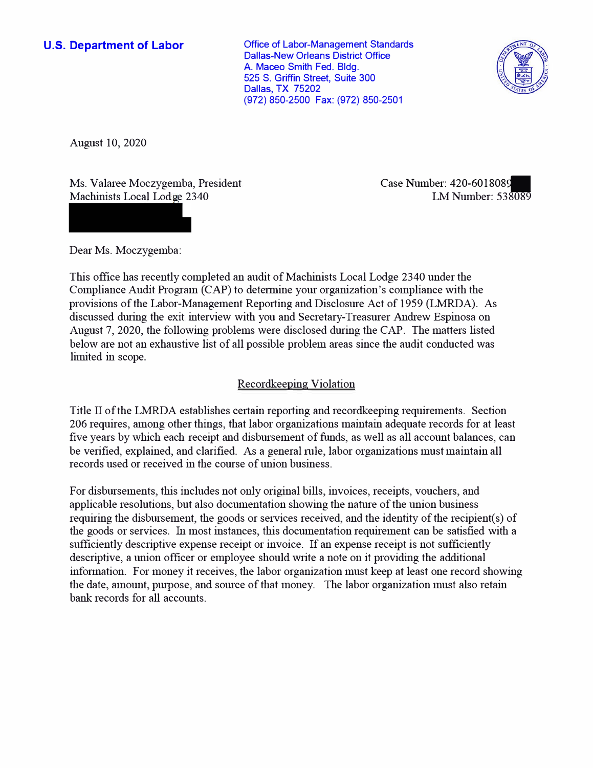**U.S. Department of Labor**

Office of Labor-Management Standards
Dallas-New Orleans District Office
A. Maceo Smith Fed. Bldg.
525 S. Griffin Street, Suite 300
Dallas, TX 75202
(972) 850-2500 Fax: (972) 850-2501

August 10, 2020

Ms. Valaree Moczygemba, President
Machinists Local Lodge 2340

Case Number: 420-6018089
LM Number: 538089

Dear Ms. Moczygemba:

This office has recently completed an audit of Machinists Local Lodge 2340 under the Compliance Audit Program (CAP) to determine your organization's compliance with the provisions of the Labor-Management Reporting and Disclosure Act of 1959 (LMRDA). As discussed during the exit interview with you and Secretary-Treasurer Andrew Espinosa on August 7, 2020, the following problems were disclosed during the CAP. The matters listed below are not an exhaustive list of all possible problem areas since the audit conducted was limited in scope.

## Recordkeeping Violation

Title II of the LMRDA establishes certain reporting and recordkeeping requirements. Section 206 requires, among other things, that labor organizations maintain adequate records for at least five years by which each receipt and disbursement of funds, as well as all account balances, can be verified, explained, and clarified. As a general rule, labor organizations must maintain all records used or received in the course of union business.

For disbursements, this includes not only original bills, invoices, receipts, vouchers, and applicable resolutions, but also documentation showing the nature of the union business requiring the disbursement, the goods or services received, and the identity of the recipient(s) of the goods or services. In most instances, this documentation requirement can be satisfied with a sufficiently descriptive expense receipt or invoice. If an expense receipt is not sufficiently descriptive, a union officer or employee should write a note on it providing the additional information. For money it receives, the labor organization must keep at least one record showing the date, amount, purpose, and source of that money. The labor organization must also retain bank records for all accounts.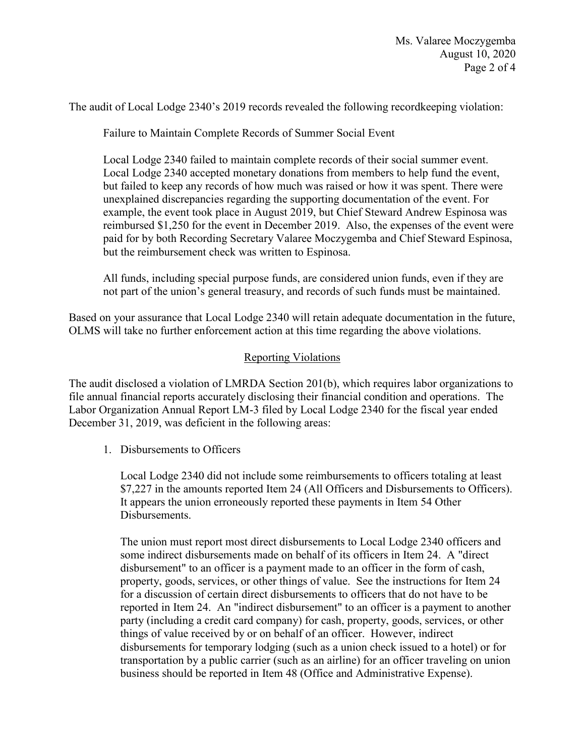The audit of Local Lodge 2340's 2019 records revealed the following recordkeeping violation:

Failure to Maintain Complete Records of Summer Social Event

Local Lodge 2340 failed to maintain complete records of their social summer event. Local Lodge 2340 accepted monetary donations from members to help fund the event, but failed to keep any records of how much was raised or how it was spent. There were unexplained discrepancies regarding the supporting documentation of the event. For example, the event took place in August 2019, but Chief Steward Andrew Espinosa was reimbursed $1,250 for the event in December 2019. Also, the expenses of the event were paid for by both Recording Secretary Valaree Moczygemba and Chief Steward Espinosa, but the reimbursement check was written to Espinosa.

All funds, including special purpose funds, are considered union funds, even if they are not part of the union's general treasury, and records of such funds must be maintained.

Based on your assurance that Local Lodge 2340 will retain adequate documentation in the future, OLMS will take no further enforcement action at this time regarding the above violations.

## Reporting Violations

The audit disclosed a violation of LMRDA Section 201(b), which requires labor organizations to file annual financial reports accurately disclosing their financial condition and operations. The Labor Organization Annual Report LM-3 filed by Local Lodge 2340 for the fiscal year ended December 31, 2019, was deficient in the following areas:

1. Disbursements to Officers

   Local Lodge 2340 did not include some reimbursements to officers totaling at least $7,227 in the amounts reported Item 24 (All Officers and Disbursements to Officers). It appears the union erroneously reported these payments in Item 54 Other Disbursements.

   The union must report most direct disbursements to Local Lodge 2340 officers and some indirect disbursements made on behalf of its officers in Item 24. A "direct disbursement" to an officer is a payment made to an officer in the form of cash, property, goods, services, or other things of value. See the instructions for Item 24 for a discussion of certain direct disbursements to officers that do not have to be reported in Item 24. An "indirect disbursement" to an officer is a payment to another party (including a credit card company) for cash, property, goods, services, or other things of value received by or on behalf of an officer. However, indirect disbursements for temporary lodging (such as a union check issued to a hotel) or for transportation by a public carrier (such as an airline) for an officer traveling on union business should be reported in Item 48 (Office and Administrative Expense).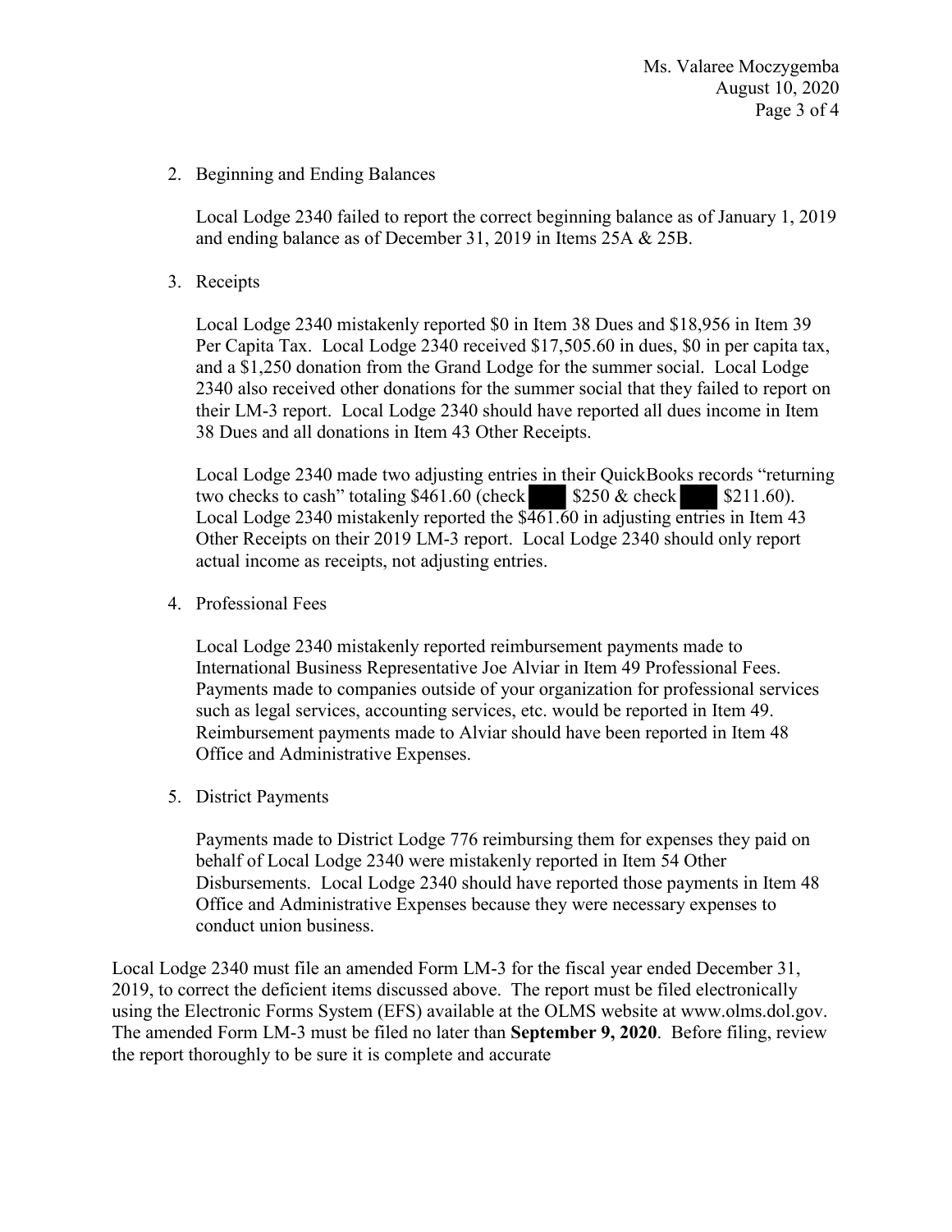2. Beginning and Ending Balances

   Local Lodge 2340 failed to report the correct beginning balance as of January 1, 2019 and ending balance as of December 31, 2019 in Items 25A & 25B.

3. Receipts

   Local Lodge 2340 mistakenly reported $0 in Item 38 Dues and $18,956 in Item 39 Per Capita Tax. Local Lodge 2340 received $17,505.60 in dues, $0 in per capita tax, and a $1,250 donation from the Grand Lodge for the summer social. Local Lodge 2340 also received other donations for the summer social that they failed to report on their LM-3 report. Local Lodge 2340 should have reported all dues income in Item 38 Dues and all donations in Item 43 Other Receipts.

   Local Lodge 2340 made two adjusting entries in their QuickBooks records "returning two checks to cash" totaling $461.60 (check ███ $250 & check ███ $211.60). Local Lodge 2340 mistakenly reported the $461.60 in adjusting entries in Item 43 Other Receipts on their 2019 LM-3 report. Local Lodge 2340 should only report actual income as receipts, not adjusting entries.

4. Professional Fees

   Local Lodge 2340 mistakenly reported reimbursement payments made to International Business Representative Joe Alviar in Item 49 Professional Fees. Payments made to companies outside of your organization for professional services such as legal services, accounting services, etc. would be reported in Item 49. Reimbursement payments made to Alviar should have been reported in Item 48 Office and Administrative Expenses.

5. District Payments

   Payments made to District Lodge 776 reimbursing them for expenses they paid on behalf of Local Lodge 2340 were mistakenly reported in Item 54 Other Disbursements. Local Lodge 2340 should have reported those payments in Item 48 Office and Administrative Expenses because they were necessary expenses to conduct union business.

Local Lodge 2340 must file an amended Form LM-3 for the fiscal year ended December 31, 2019, to correct the deficient items discussed above. The report must be filed electronically using the Electronic Forms System (EFS) available at the OLMS website at www.olms.dol.gov. The amended Form LM-3 must be filed no later than **September 9, 2020**. Before filing, review the report thoroughly to be sure it is complete and accurate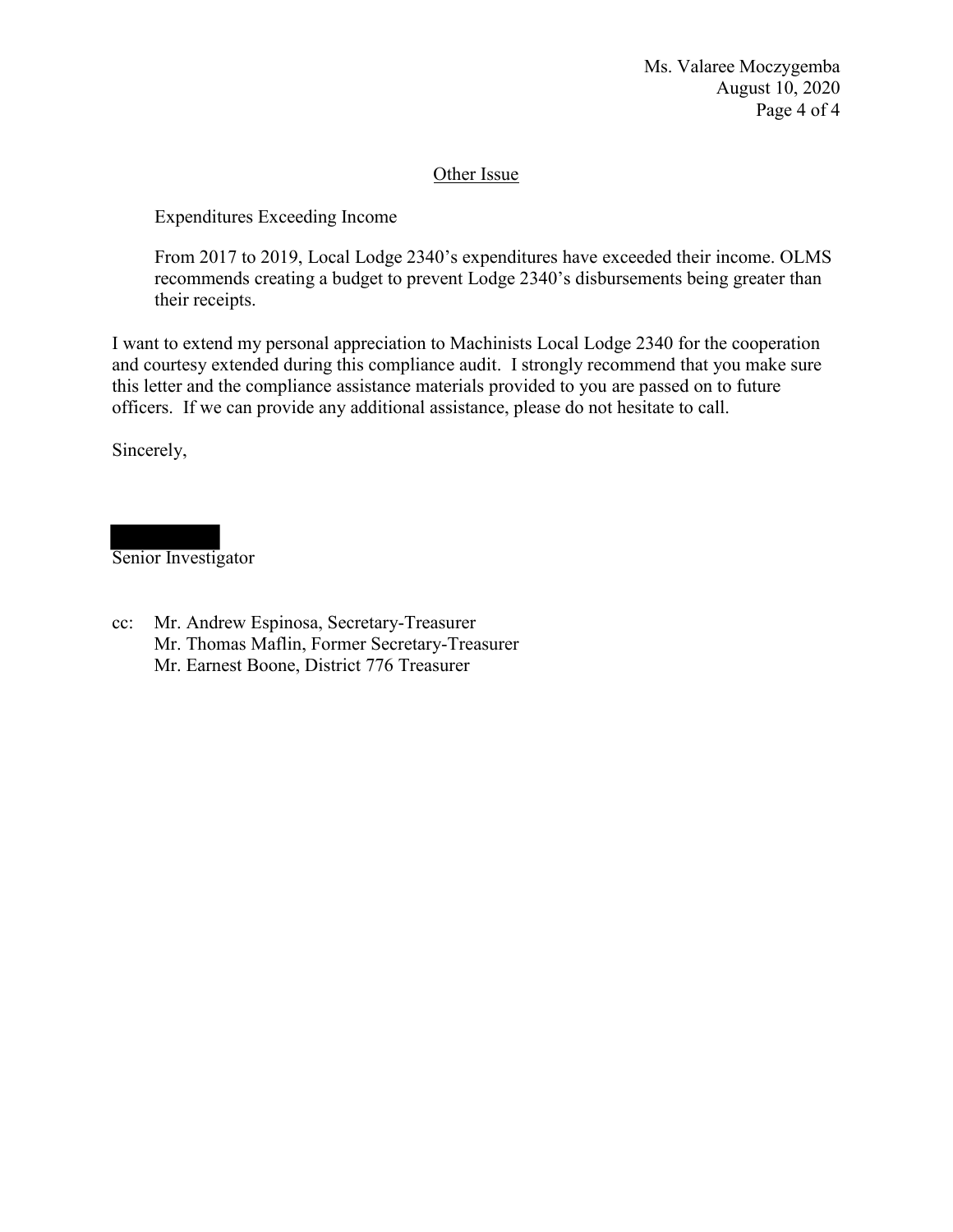## Other Issue

Expenditures Exceeding Income

From 2017 to 2019, Local Lodge 2340's expenditures have exceeded their income. OLMS recommends creating a budget to prevent Lodge 2340's disbursements being greater than their receipts.

I want to extend my personal appreciation to Machinists Local Lodge 2340 for the cooperation and courtesy extended during this compliance audit. I strongly recommend that you make sure this letter and the compliance assistance materials provided to you are passed on to future officers. If we can provide any additional assistance, please do not hesitate to call.

Sincerely,

Senior Investigator

cc: Mr. Andrew Espinosa, Secretary-Treasurer
Mr. Thomas Maflin, Former Secretary-Treasurer
Mr. Earnest Boone, District 776 Treasurer